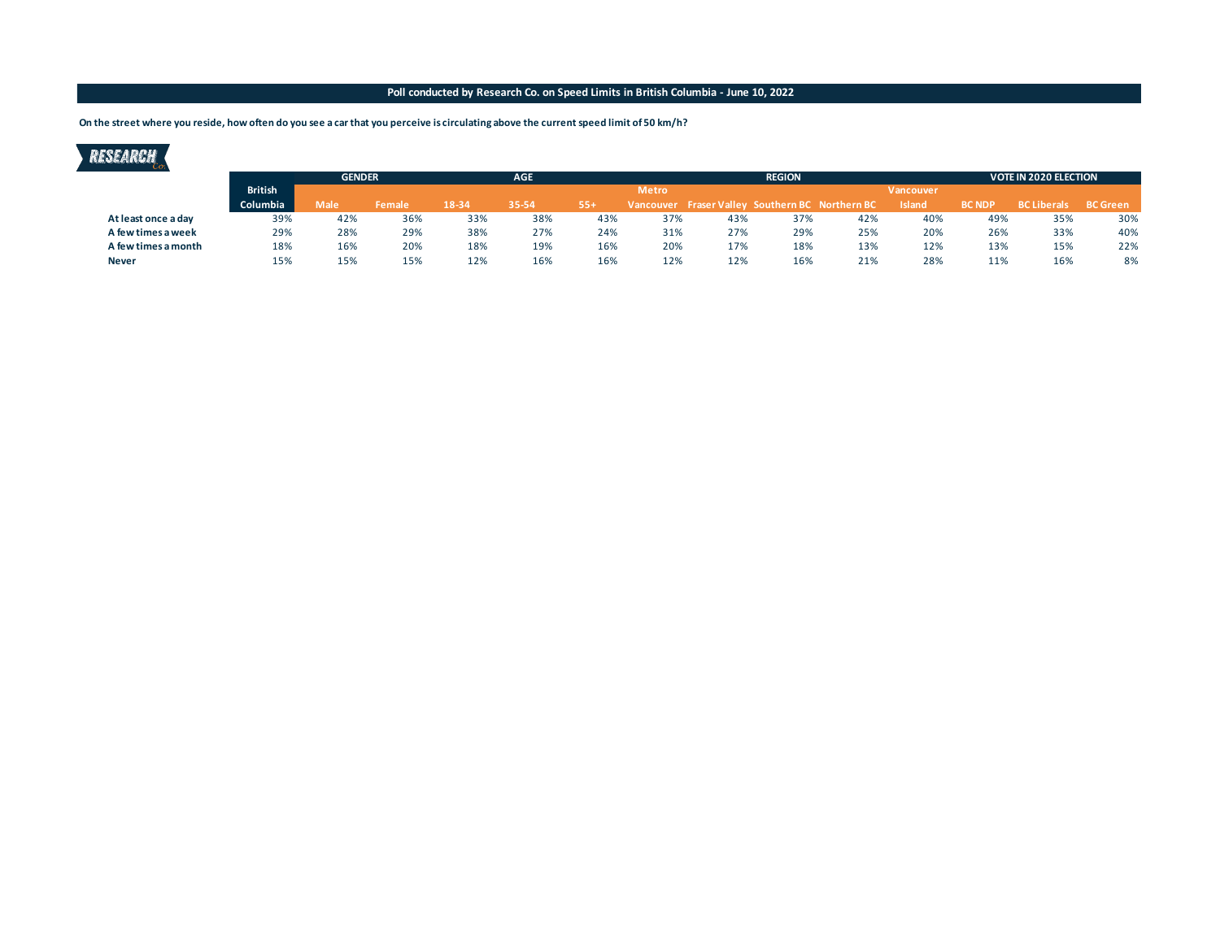**Poll conducted by Research Co. on Speed Limits in British Columbia - June 10, 2022**

**On the street where you reside, how often do you see a car that you perceive is circulating above the current speed limit of 50 km/h?**

| | | GENDER | | AGE | | | REGION | | | | | VOTE IN 2020 ELECTION | | |
|---|---|---|---|---|---|---|---|---|---|---|---|---|---|---|
| | British Columbia | Male | Female | 18-34 | 35-54 | 55+ | Metro Vancouver | Fraser Valley | Southern BC | Northern BC | Vancouver Island | BC NDP | BC Liberals | BC Green |
| **At least once a day** | 39% | 42% | 36% | 33% | 38% | 43% | 37% | 43% | 37% | 42% | 40% | 49% | 35% | 30% |
| **A few times a week** | 29% | 28% | 29% | 38% | 27% | 24% | 31% | 27% | 29% | 25% | 20% | 26% | 33% | 40% |
| **A few times a month** | 18% | 16% | 20% | 18% | 19% | 16% | 20% | 17% | 18% | 13% | 12% | 13% | 15% | 22% |
| **Never** | 15% | 15% | 15% | 12% | 16% | 16% | 12% | 12% | 16% | 21% | 28% | 11% | 16% | 8% |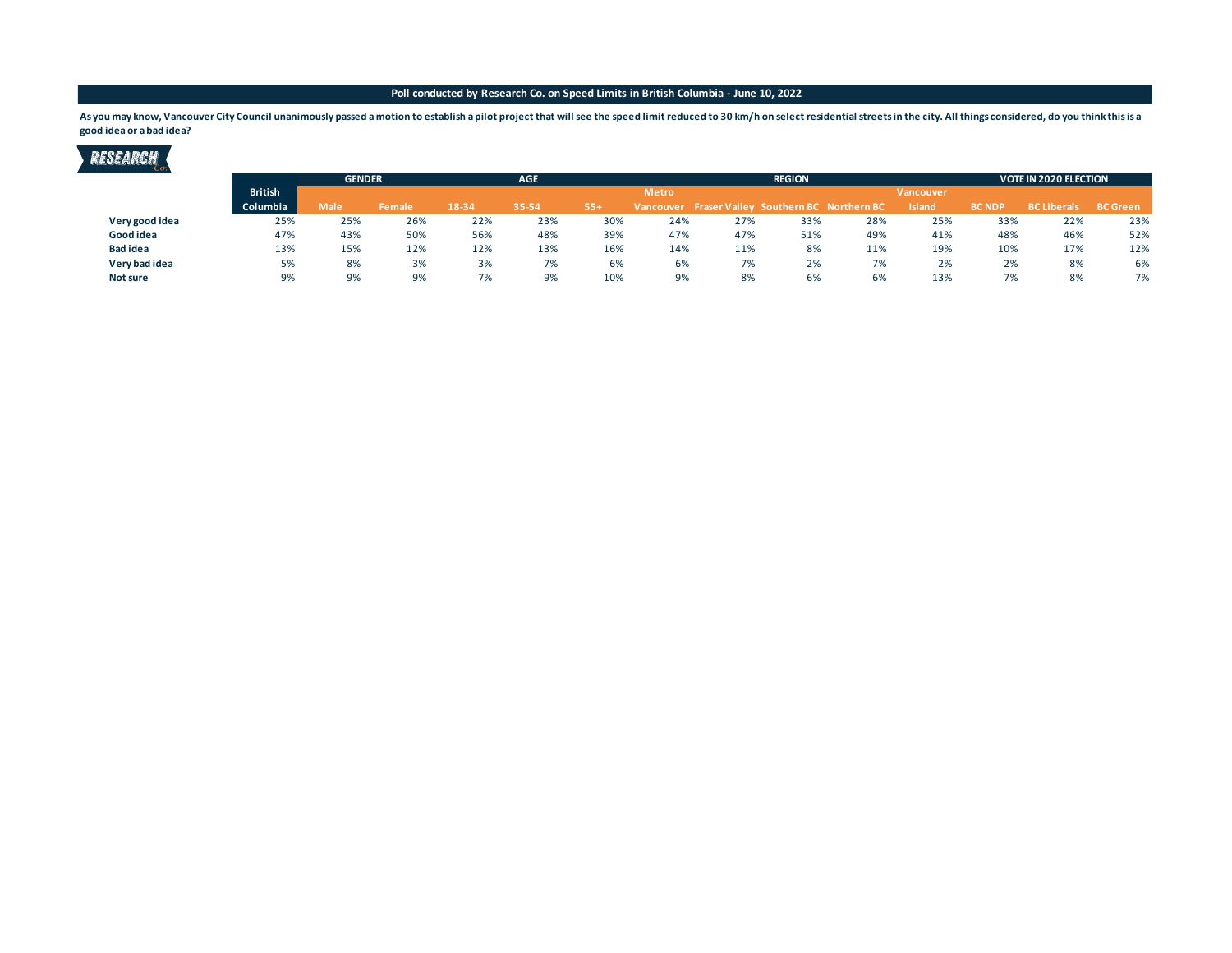**Poll conducted by Research Co. on Speed Limits in British Columbia - June 10, 2022**

**As you may know, Vancouver City Council unanimously passed a motion to establish a pilot project that will see the speed limit reduced to 30 km/h on select residential streets in the city. All things considered, do you think this is a good idea or a bad idea?**

| | | GENDER | | AGE | | | REGION | | | | | VOTE IN 2020 ELECTION | | |
|---|---|---|---|---|---|---|---|---|---|---|---|---|---|---|
| | British Columbia | Male | Female | 18-34 | 35-54 | 55+ | Metro Vancouver | Fraser Valley | Southern BC | Northern BC | Vancouver Island | BC NDP | BC Liberals | BC Green |
| **Very good idea** | 25% | 25% | 26% | 22% | 23% | 30% | 24% | 27% | 33% | 28% | 25% | 33% | 22% | 23% |
| **Good idea** | 47% | 43% | 50% | 56% | 48% | 39% | 47% | 47% | 51% | 49% | 41% | 48% | 46% | 52% |
| **Bad idea** | 13% | 15% | 12% | 12% | 13% | 16% | 14% | 11% | 8% | 11% | 19% | 10% | 17% | 12% |
| **Very bad idea** | 5% | 8% | 3% | 3% | 7% | 6% | 6% | 7% | 2% | 7% | 2% | 2% | 8% | 6% |
| **Not sure** | 9% | 9% | 9% | 7% | 9% | 10% | 9% | 8% | 6% | 6% | 13% | 7% | 8% | 7% |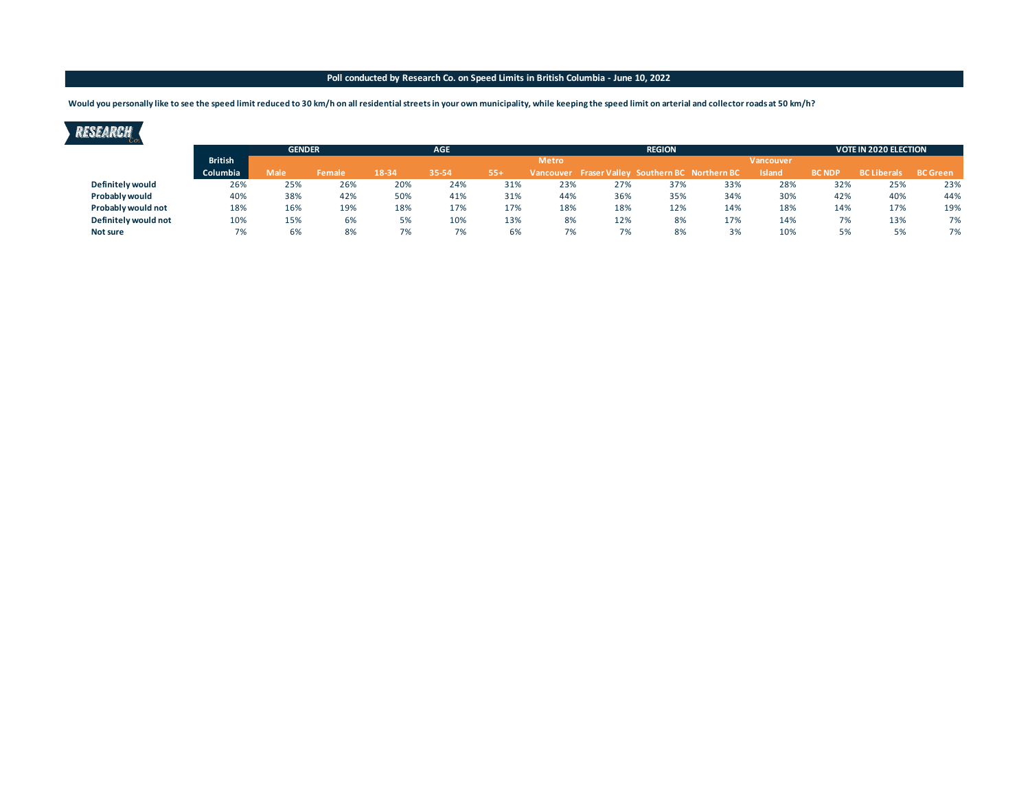**Poll conducted by Research Co. on Speed Limits in British Columbia - June 10, 2022**

**Would you personally like to see the speed limit reduced to 30 km/h on all residential streets in your own municipality, while keeping the speed limit on arterial and collector roads at 50 km/h?**

| | British Columbia | GENDER | | AGE | | | REGION | | | | | VOTE IN 2020 ELECTION | | |
|---|---|---|---|---|---|---|---|---|---|---|---|---|---|---|
| | | Male | Female | 18-34 | 35-54 | 55+ | Metro Vancouver | Fraser Valley | Southern BC | Northern BC | Vancouver Island | BC NDP | BC Liberals | BC Green |
| **Definitely would** | 26% | 25% | 26% | 20% | 24% | 31% | 23% | 27% | 37% | 33% | 28% | 32% | 25% | 23% |
| **Probably would** | 40% | 38% | 42% | 50% | 41% | 31% | 44% | 36% | 35% | 34% | 30% | 42% | 40% | 44% |
| **Probably would not** | 18% | 16% | 19% | 18% | 17% | 17% | 18% | 18% | 12% | 14% | 18% | 14% | 17% | 19% |
| **Definitely would not** | 10% | 15% | 6% | 5% | 10% | 13% | 8% | 12% | 8% | 17% | 14% | 7% | 13% | 7% |
| **Not sure** | 7% | 6% | 8% | 7% | 7% | 6% | 7% | 7% | 8% | 3% | 10% | 5% | 5% | 7% |